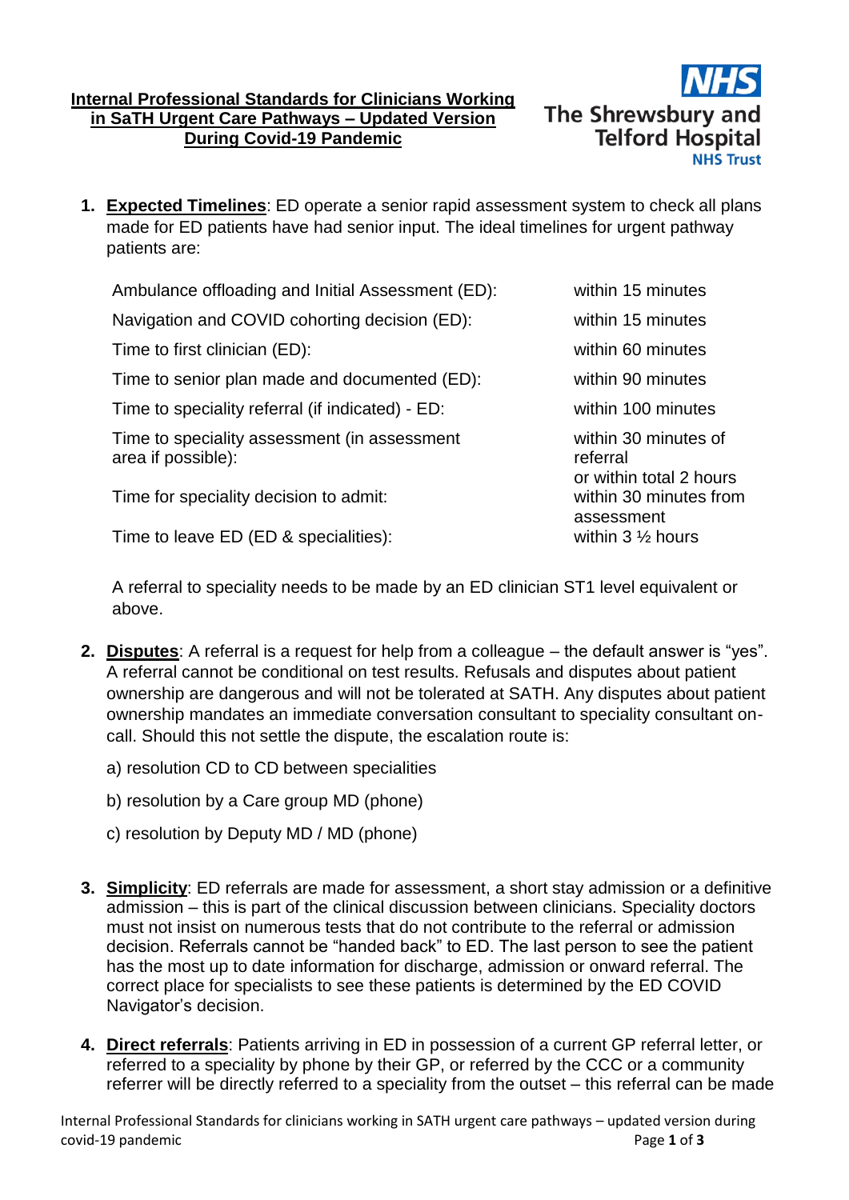# Internal Professional Standards for Clinicians Working in SaTH Urgent Care Pathways – Updated Version During Covid-19 Pandemic

NHS The Shrewsbury and Telford Hospital NHS Trust

1. **Expected Timelines**: ED operate a senior rapid assessment system to check all plans made for ED patients have had senior input. The ideal timelines for urgent pathway patients are:

| | |
|---|---|
| Ambulance offloading and Initial Assessment (ED): | within 15 minutes |
| Navigation and COVID cohorting decision (ED): | within 15 minutes |
| Time to first clinician (ED): | within 60 minutes |
| Time to senior plan made and documented (ED): | within 90 minutes |
| Time to speciality referral (if indicated) - ED: | within 100 minutes |
| Time to speciality assessment (in assessment area if possible): | within 30 minutes of referral or within total 2 hours |
| Time for speciality decision to admit: | within 30 minutes from assessment |
| Time to leave ED (ED & specialities): | within 3 ½ hours |

   A referral to speciality needs to be made by an ED clinician ST1 level equivalent or above.

2. **Disputes**: A referral is a request for help from a colleague – the default answer is "yes". A referral cannot be conditional on test results. Refusals and disputes about patient ownership are dangerous and will not be tolerated at SATH. Any disputes about patient ownership mandates an immediate conversation consultant to speciality consultant on-call. Should this not settle the dispute, the escalation route is:

   a) resolution CD to CD between specialities

   b) resolution by a Care group MD (phone)

   c) resolution by Deputy MD / MD (phone)

3. **Simplicity**: ED referrals are made for assessment, a short stay admission or a definitive admission – this is part of the clinical discussion between clinicians. Speciality doctors must not insist on numerous tests that do not contribute to the referral or admission decision. Referrals cannot be "handed back" to ED. The last person to see the patient has the most up to date information for discharge, admission or onward referral. The correct place for specialists to see these patients is determined by the ED COVID Navigator's decision.

4. **Direct referrals**: Patients arriving in ED in possession of a current GP referral letter, or referred to a speciality by phone by their GP, or referred by the CCC or a community referrer will be directly referred to a speciality from the outset – this referral can be made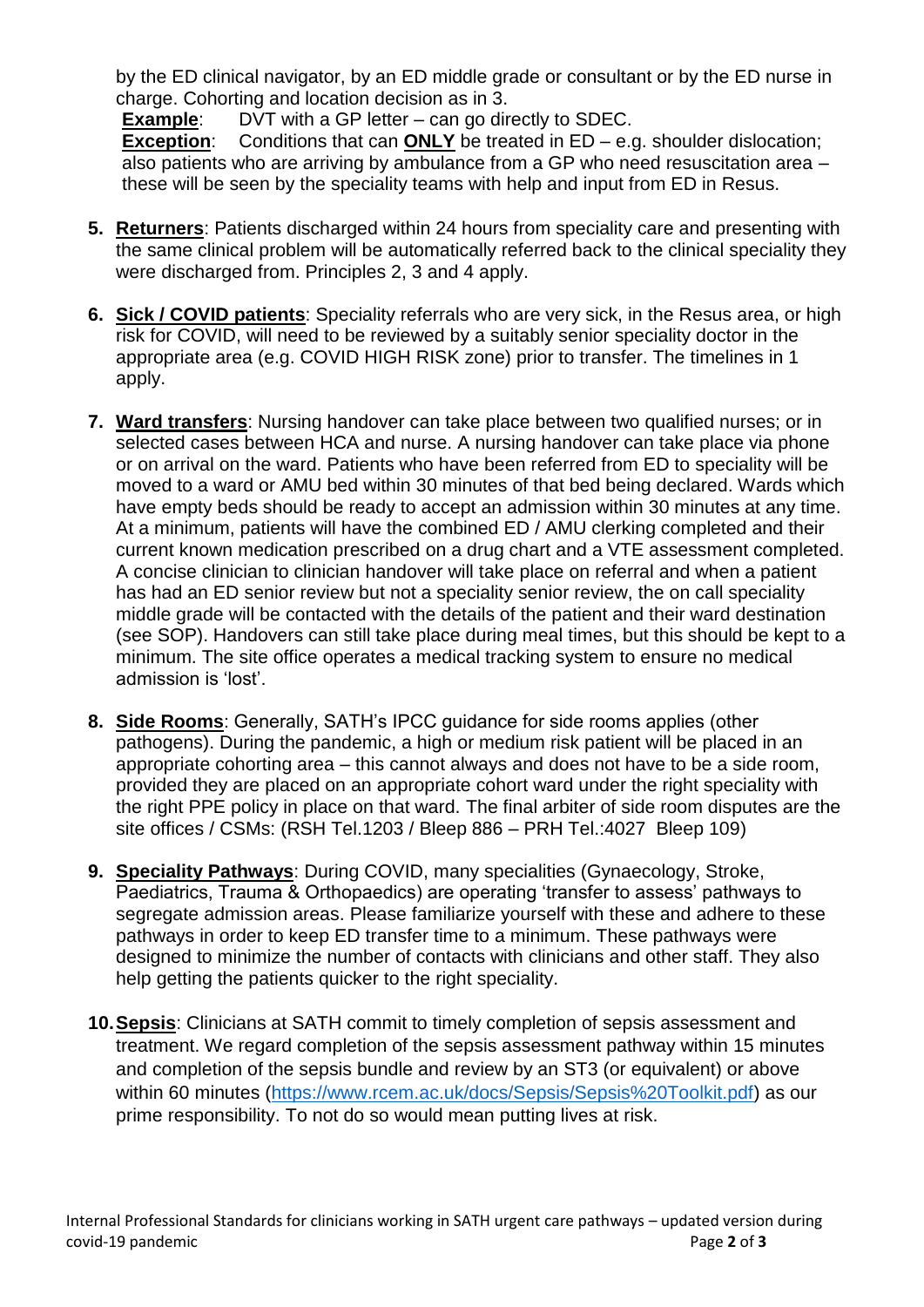by the ED clinical navigator, by an ED middle grade or consultant or by the ED nurse in charge. Cohorting and location decision as in 3.

**Example**: DVT with a GP letter – can go directly to SDEC.
**Exception**: Conditions that can **ONLY** be treated in ED – e.g. shoulder dislocation; also patients who are arriving by ambulance from a GP who need resuscitation area – these will be seen by the speciality teams with help and input from ED in Resus.

5. **Returners**: Patients discharged within 24 hours from speciality care and presenting with the same clinical problem will be automatically referred back to the clinical speciality they were discharged from. Principles 2, 3 and 4 apply.

6. **Sick / COVID patients**: Speciality referrals who are very sick, in the Resus area, or high risk for COVID, will need to be reviewed by a suitably senior speciality doctor in the appropriate area (e.g. COVID HIGH RISK zone) prior to transfer. The timelines in 1 apply.

7. **Ward transfers**: Nursing handover can take place between two qualified nurses; or in selected cases between HCA and nurse. A nursing handover can take place via phone or on arrival on the ward. Patients who have been referred from ED to speciality will be moved to a ward or AMU bed within 30 minutes of that bed being declared. Wards which have empty beds should be ready to accept an admission within 30 minutes at any time. At a minimum, patients will have the combined ED / AMU clerking completed and their current known medication prescribed on a drug chart and a VTE assessment completed. A concise clinician to clinician handover will take place on referral and when a patient has had an ED senior review but not a speciality senior review, the on call speciality middle grade will be contacted with the details of the patient and their ward destination (see SOP). Handovers can still take place during meal times, but this should be kept to a minimum. The site office operates a medical tracking system to ensure no medical admission is 'lost'.

8. **Side Rooms**: Generally, SATH's IPCC guidance for side rooms applies (other pathogens). During the pandemic, a high or medium risk patient will be placed in an appropriate cohorting area – this cannot always and does not have to be a side room, provided they are placed on an appropriate cohort ward under the right speciality with the right PPE policy in place on that ward. The final arbiter of side room disputes are the site offices / CSMs: (RSH Tel.1203 / Bleep 886 – PRH Tel.:4027 Bleep 109)

9. **Speciality Pathways**: During COVID, many specialities (Gynaecology, Stroke, Paediatrics, Trauma & Orthopaedics) are operating 'transfer to assess' pathways to segregate admission areas. Please familiarize yourself with these and adhere to these pathways in order to keep ED transfer time to a minimum. These pathways were designed to minimize the number of contacts with clinicians and other staff. They also help getting the patients quicker to the right speciality.

10. **Sepsis**: Clinicians at SATH commit to timely completion of sepsis assessment and treatment. We regard completion of the sepsis assessment pathway within 15 minutes and completion of the sepsis bundle and review by an ST3 (or equivalent) or above within 60 minutes (https://www.rcem.ac.uk/docs/Sepsis/Sepsis%20Toolkit.pdf) as our prime responsibility. To not do so would mean putting lives at risk.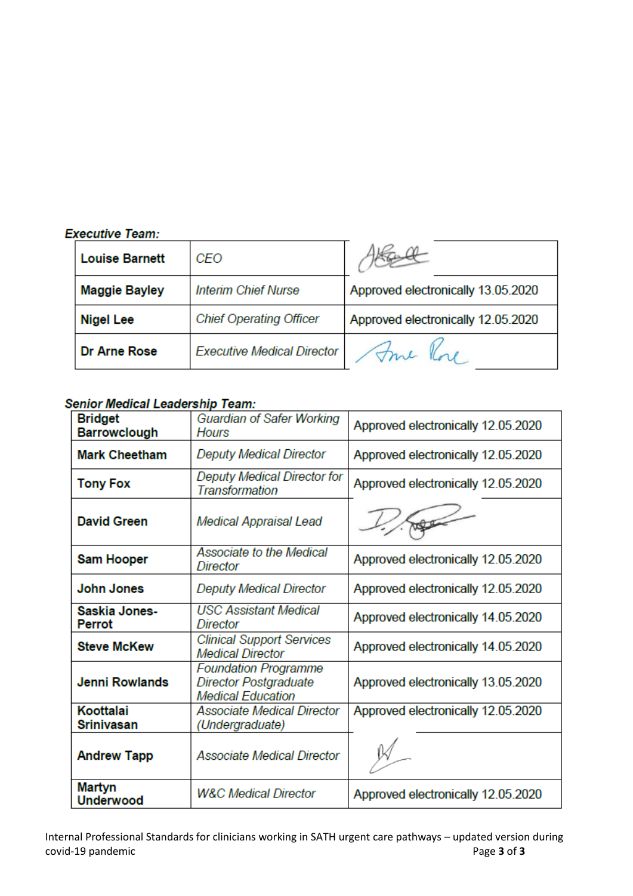***Executive Team:***

| | | |
|---|---|---|
| **Louise Barnett** | *CEO* | |
| **Maggie Bayley** | *Interim Chief Nurse* | Approved electronically 13.05.2020 |
| **Nigel Lee** | *Chief Operating Officer* | Approved electronically 12.05.2020 |
| **Dr Arne Rose** | *Executive Medical Director* | |

***Senior Medical Leadership Team:***

| | | |
|---|---|---|
| **Bridget Barrowclough** | *Guardian of Safer Working Hours* | Approved electronically 12.05.2020 |
| **Mark Cheetham** | *Deputy Medical Director* | Approved electronically 12.05.2020 |
| **Tony Fox** | *Deputy Medical Director for Transformation* | Approved electronically 12.05.2020 |
| **David Green** | *Medical Appraisal Lead* | |
| **Sam Hooper** | *Associate to the Medical Director* | Approved electronically 12.05.2020 |
| **John Jones** | *Deputy Medical Director* | Approved electronically 12.05.2020 |
| **Saskia Jones-Perrot** | *USC Assistant Medical Director* | Approved electronically 14.05.2020 |
| **Steve McKew** | *Clinical Support Services Medical Director* | Approved electronically 14.05.2020 |
| **Jenni Rowlands** | *Foundation Programme Director Postgraduate Medical Education* | Approved electronically 13.05.2020 |
| **Koottalai Srinivasan** | *Associate Medical Director (Undergraduate)* | Approved electronically 12.05.2020 |
| **Andrew Tapp** | *Associate Medical Director* | |
| **Martyn Underwood** | *W&C Medical Director* | Approved electronically 12.05.2020 |

Internal Professional Standards for clinicians working in SATH urgent care pathways – updated version during covid-19 pandemic